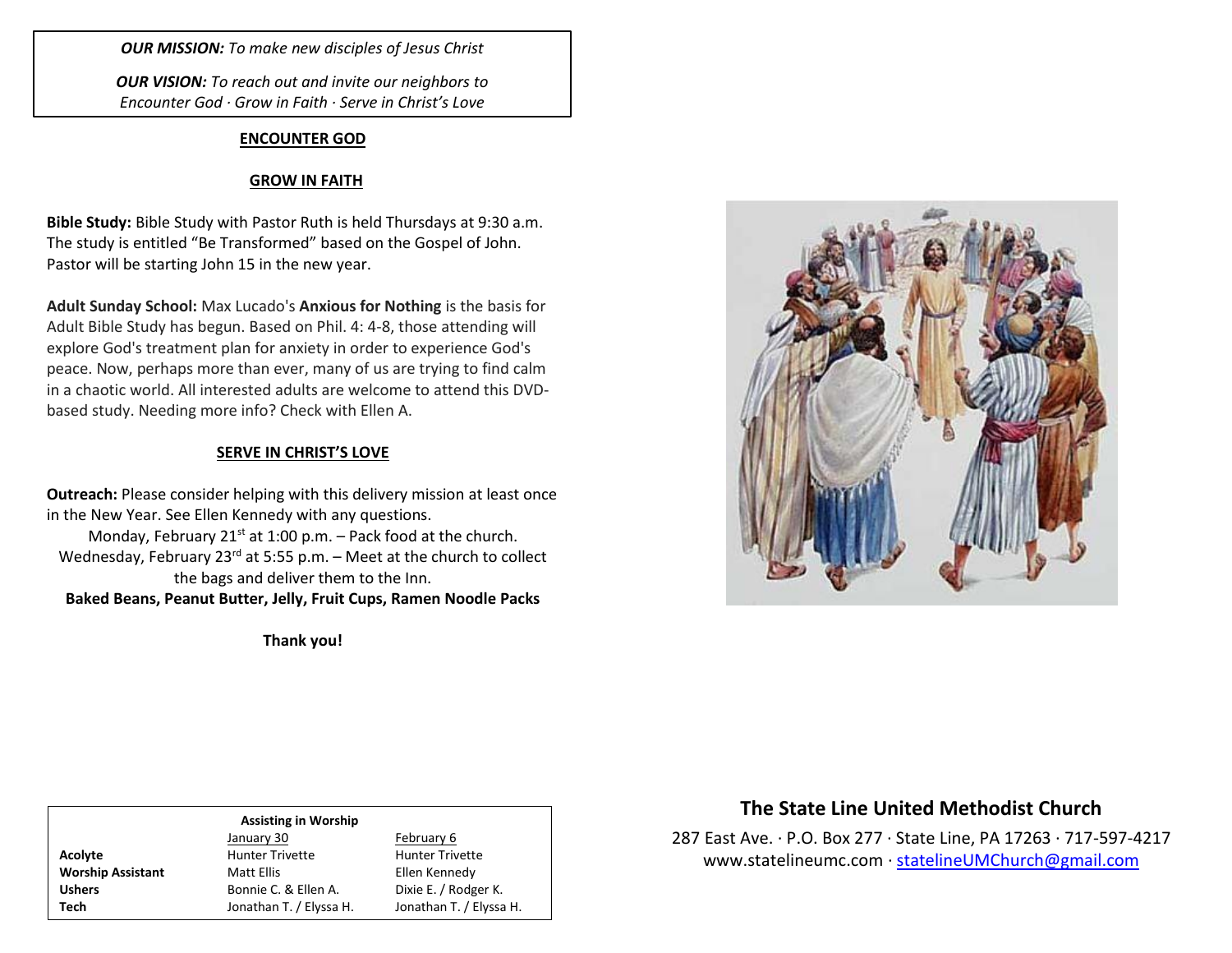***OUR MISSION:*** *To make new disciples of Jesus Christ*

***OUR VISION:*** *To reach out and invite our neighbors to Encounter God · Grow in Faith · Serve in Christ's Love*

## ENCOUNTER GOD

## GROW IN FAITH

**Bible Study:** Bible Study with Pastor Ruth is held Thursdays at 9:30 a.m. The study is entitled "Be Transformed" based on the Gospel of John. Pastor will be starting John 15 in the new year.

**Adult Sunday School:** Max Lucado's **Anxious for Nothing** is the basis for Adult Bible Study has begun. Based on Phil. 4: 4-8, those attending will explore God's treatment plan for anxiety in order to experience God's peace. Now, perhaps more than ever, many of us are trying to find calm in a chaotic world. All interested adults are welcome to attend this DVD-based study. Needing more info? Check with Ellen A.

## SERVE IN CHRIST'S LOVE

**Outreach:** Please consider helping with this delivery mission at least once in the New Year. See Ellen Kennedy with any questions.

Monday, February 21st at 1:00 p.m. – Pack food at the church.

Wednesday, February 23rd at 5:55 p.m. – Meet at the church to collect the bags and deliver them to the Inn.

**Baked Beans, Peanut Butter, Jelly, Fruit Cups, Ramen Noodle Packs**

**Thank you!**

**Assisting in Worship**

| | January 30 | February 6 |
|---|---|---|
| **Acolyte** | Hunter Trivette | Hunter Trivette |
| **Worship Assistant** | Matt Ellis | Ellen Kennedy |
| **Ushers** | Bonnie C. & Ellen A. | Dixie E. / Rodger K. |
| **Tech** | Jonathan T. / Elyssa H. | Jonathan T. / Elyssa H. |

## The State Line United Methodist Church

287 East Ave. · P.O. Box 277 · State Line, PA 17263 · 717-597-4217
www.statelineumc.com · statelineUMChurch@gmail.com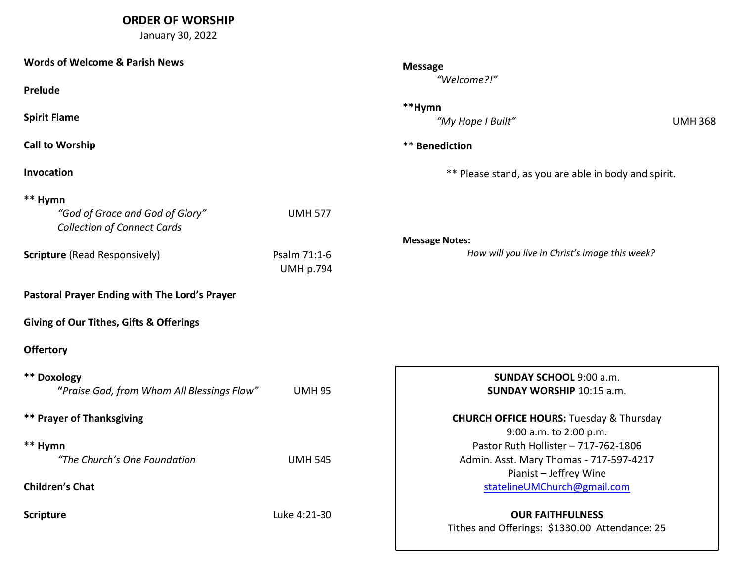## ORDER OF WORSHIP

January 30, 2022

**Words of Welcome & Parish News**

**Prelude**

**Spirit Flame**

**Call to Worship**

**Invocation**

**\** Hymn**
*"God of Grace and God of Glory"* UMH 577
*Collection of Connect Cards*

**Scripture** (Read Responsively) Psalm 71:1-6
UMH p.794

**Pastoral Prayer Ending with The Lord's Prayer**

**Giving of Our Tithes, Gifts & Offerings**

**Offertory**

**\** Doxology**
**"***Praise God, from Whom All Blessings Flow"* UMH 95

**\** Prayer of Thanksgiving**

**\** Hymn**
*"The Church's One Foundation* UMH 545

**Children's Chat**

**Scripture** Luke 4:21-30

**Message**
*"Welcome?!"*

**\**Hymn**
*"My Hope I Built"* UMH 368

\** **Benediction**

\** Please stand, as you are able in body and spirit.

**Message Notes:**
*How will you live in Christ's image this week?*

**SUNDAY SCHOOL** 9:00 a.m.
**SUNDAY WORSHIP** 10:15 a.m.

**CHURCH OFFICE HOURS:** Tuesday & Thursday
9:00 a.m. to 2:00 p.m.
Pastor Ruth Hollister – 717-762-1806
Admin. Asst. Mary Thomas - 717-597-4217
Pianist – Jeffrey Wine
statelineUMChurch@gmail.com

**OUR FAITHFULNESS**
Tithes and Offerings: $1330.00 Attendance: 25